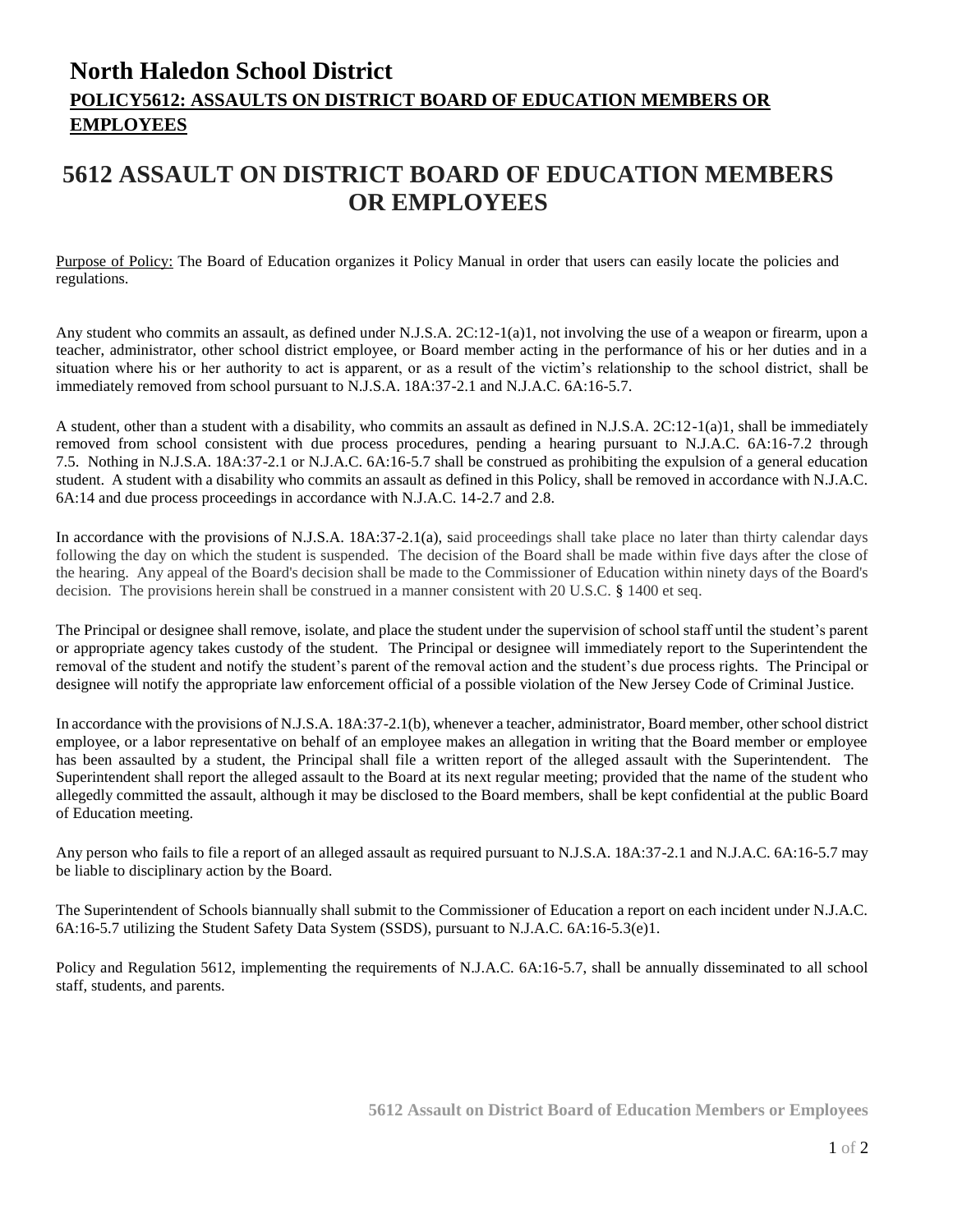# North Haledon School District

## POLICY5612: ASSAULTS ON DISTRICT BOARD OF EDUCATION MEMBERS OR EMPLOYEES

# 5612 ASSAULT ON DISTRICT BOARD OF EDUCATION MEMBERS OR EMPLOYEES

Purpose of Policy: The Board of Education organizes it Policy Manual in order that users can easily locate the policies and regulations.

Any student who commits an assault, as defined under N.J.S.A. 2C:12-1(a)1, not involving the use of a weapon or firearm, upon a teacher, administrator, other school district employee, or Board member acting in the performance of his or her duties and in a situation where his or her authority to act is apparent, or as a result of the victim's relationship to the school district, shall be immediately removed from school pursuant to N.J.S.A. 18A:37-2.1 and N.J.A.C. 6A:16-5.7.

A student, other than a student with a disability, who commits an assault as defined in N.J.S.A. 2C:12-1(a)1, shall be immediately removed from school consistent with due process procedures, pending a hearing pursuant to N.J.A.C. 6A:16-7.2 through 7.5. Nothing in N.J.S.A. 18A:37-2.1 or N.J.A.C. 6A:16-5.7 shall be construed as prohibiting the expulsion of a general education student. A student with a disability who commits an assault as defined in this Policy, shall be removed in accordance with N.J.A.C. 6A:14 and due process proceedings in accordance with N.J.A.C. 14-2.7 and 2.8.

In accordance with the provisions of N.J.S.A. 18A:37-2.1(a), said proceedings shall take place no later than thirty calendar days following the day on which the student is suspended. The decision of the Board shall be made within five days after the close of the hearing. Any appeal of the Board's decision shall be made to the Commissioner of Education within ninety days of the Board's decision. The provisions herein shall be construed in a manner consistent with 20 U.S.C. § 1400 et seq.

The Principal or designee shall remove, isolate, and place the student under the supervision of school staff until the student's parent or appropriate agency takes custody of the student. The Principal or designee will immediately report to the Superintendent the removal of the student and notify the student's parent of the removal action and the student's due process rights. The Principal or designee will notify the appropriate law enforcement official of a possible violation of the New Jersey Code of Criminal Justice.

In accordance with the provisions of N.J.S.A. 18A:37-2.1(b), whenever a teacher, administrator, Board member, other school district employee, or a labor representative on behalf of an employee makes an allegation in writing that the Board member or employee has been assaulted by a student, the Principal shall file a written report of the alleged assault with the Superintendent. The Superintendent shall report the alleged assault to the Board at its next regular meeting; provided that the name of the student who allegedly committed the assault, although it may be disclosed to the Board members, shall be kept confidential at the public Board of Education meeting.

Any person who fails to file a report of an alleged assault as required pursuant to N.J.S.A. 18A:37-2.1 and N.J.A.C. 6A:16-5.7 may be liable to disciplinary action by the Board.

The Superintendent of Schools biannually shall submit to the Commissioner of Education a report on each incident under N.J.A.C. 6A:16-5.7 utilizing the Student Safety Data System (SSDS), pursuant to N.J.A.C. 6A:16-5.3(e)1.

Policy and Regulation 5612, implementing the requirements of N.J.A.C. 6A:16-5.7, shall be annually disseminated to all school staff, students, and parents.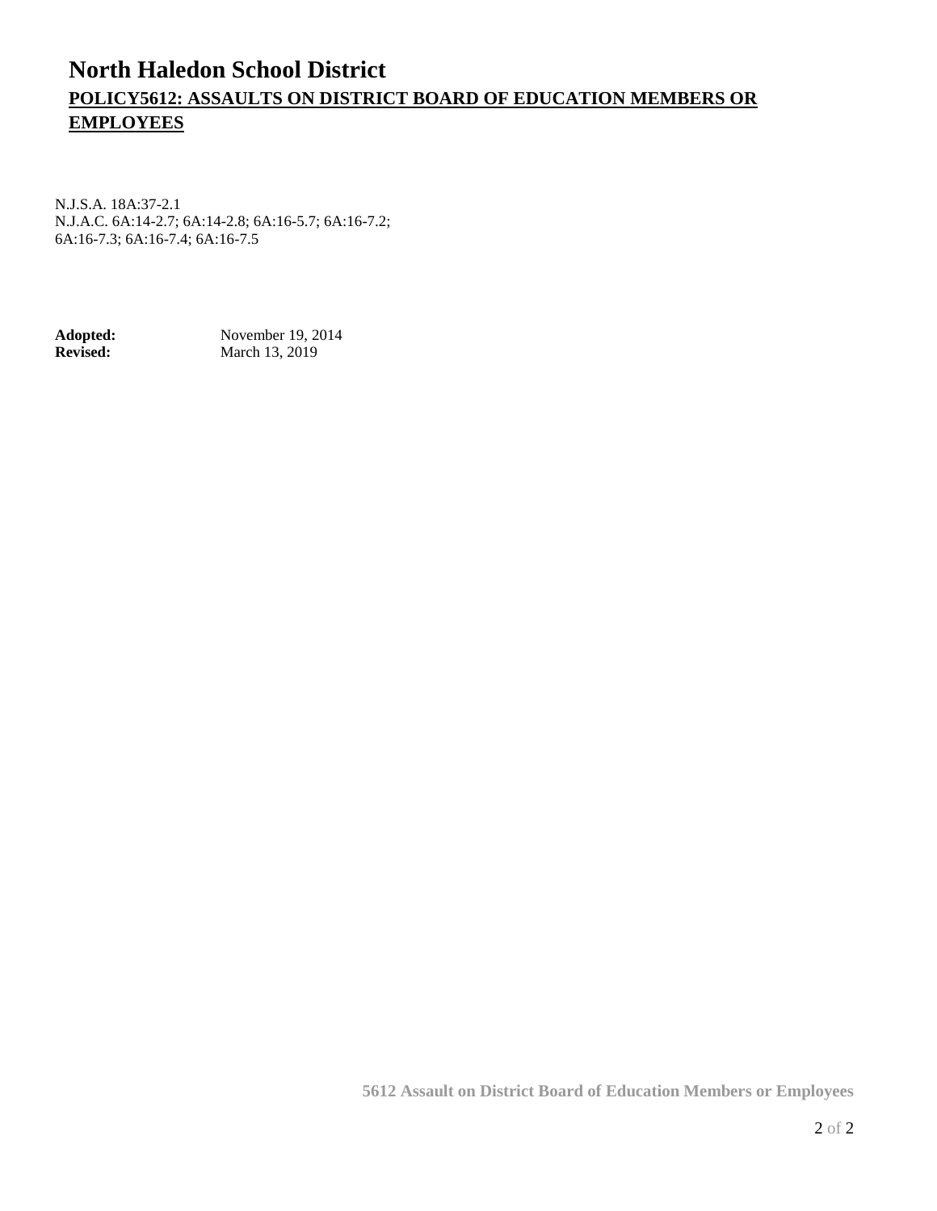# North Haledon School District

## POLICY5612: ASSAULTS ON DISTRICT BOARD OF EDUCATION MEMBERS OR EMPLOYEES

N.J.S.A. 18A:37-2.1
N.J.A.C. 6A:14-2.7; 6A:14-2.8; 6A:16-5.7; 6A:16-7.2; 6A:16-7.3; 6A:16-7.4; 6A:16-7.5

**Adopted:** November 19, 2014
**Revised:** March 13, 2019